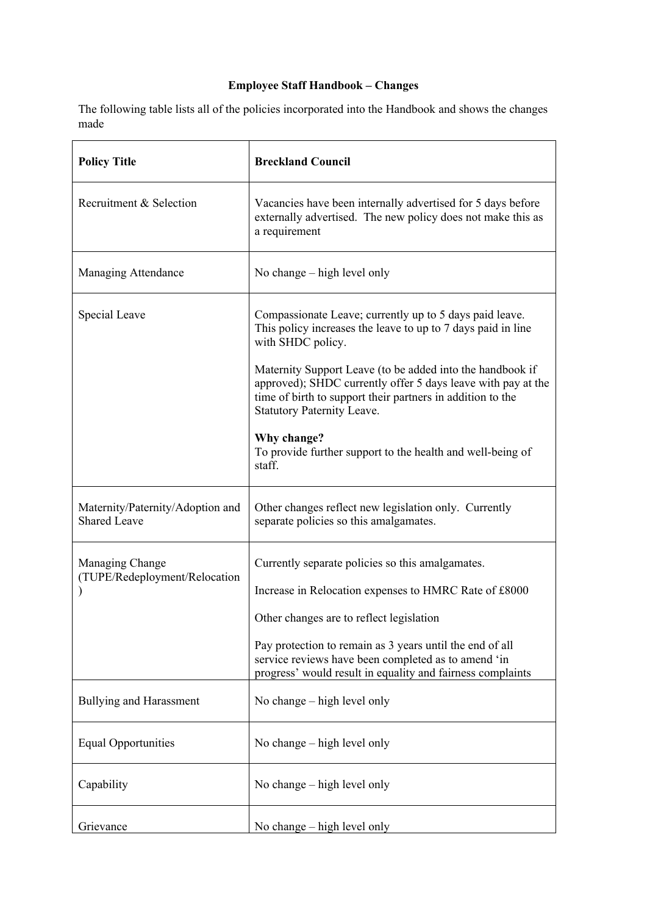**Employee Staff Handbook – Changes**

The following table lists all of the policies incorporated into the Handbook and shows the changes made

| **Policy Title** | **Breckland Council** |
|---|---|
| Recruitment & Selection | Vacancies have been internally advertised for 5 days before externally advertised. The new policy does not make this as a requirement |
| Managing Attendance | No change – high level only |
| Special Leave | Compassionate Leave; currently up to 5 days paid leave. This policy increases the leave to up to 7 days paid in line with SHDC policy.<br><br>Maternity Support Leave (to be added into the handbook if approved); SHDC currently offer 5 days leave with pay at the time of birth to support their partners in addition to the Statutory Paternity Leave.<br><br>**Why change?**<br>To provide further support to the health and well-being of staff. |
| Maternity/Paternity/Adoption and Shared Leave | Other changes reflect new legislation only. Currently separate policies so this amalgamates. |
| Managing Change (TUPE/Redeployment/Relocation) | Currently separate policies so this amalgamates.<br><br>Increase in Relocation expenses to HMRC Rate of £8000<br><br>Other changes are to reflect legislation<br><br>Pay protection to remain as 3 years until the end of all service reviews have been completed as to amend 'in progress' would result in equality and fairness complaints |
| Bullying and Harassment | No change – high level only |
| Equal Opportunities | No change – high level only |
| Capability | No change – high level only |
| Grievance | No change – high level only |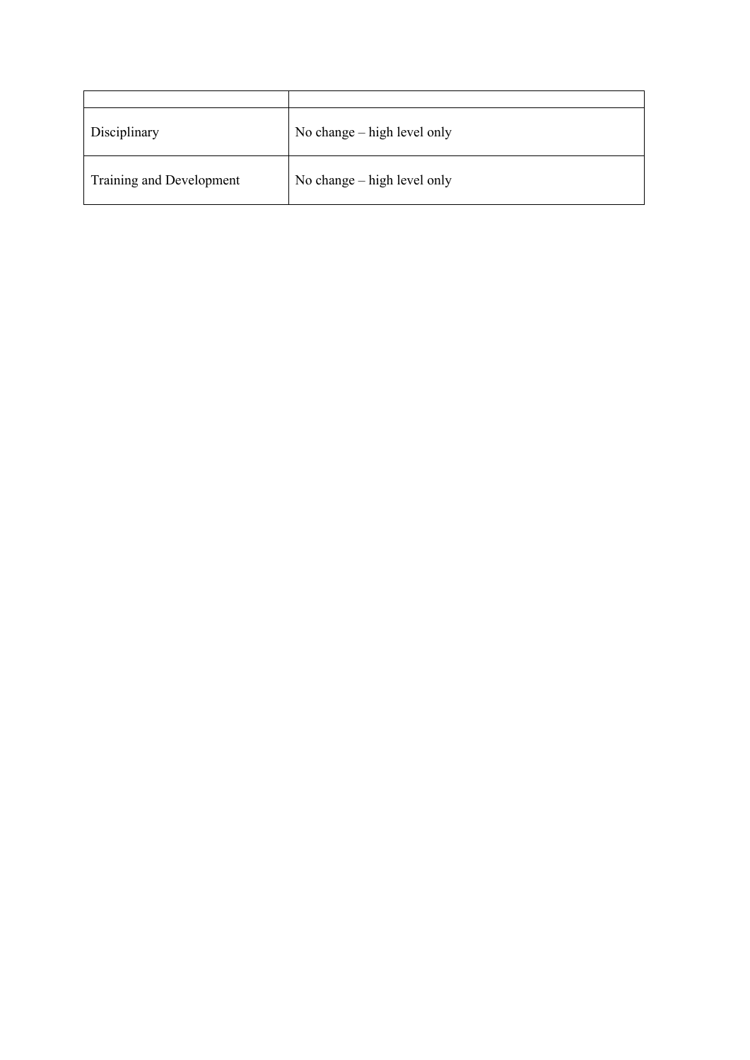| | |
|---|---|
| Disciplinary | No change – high level only |
| Training and Development | No change – high level only |